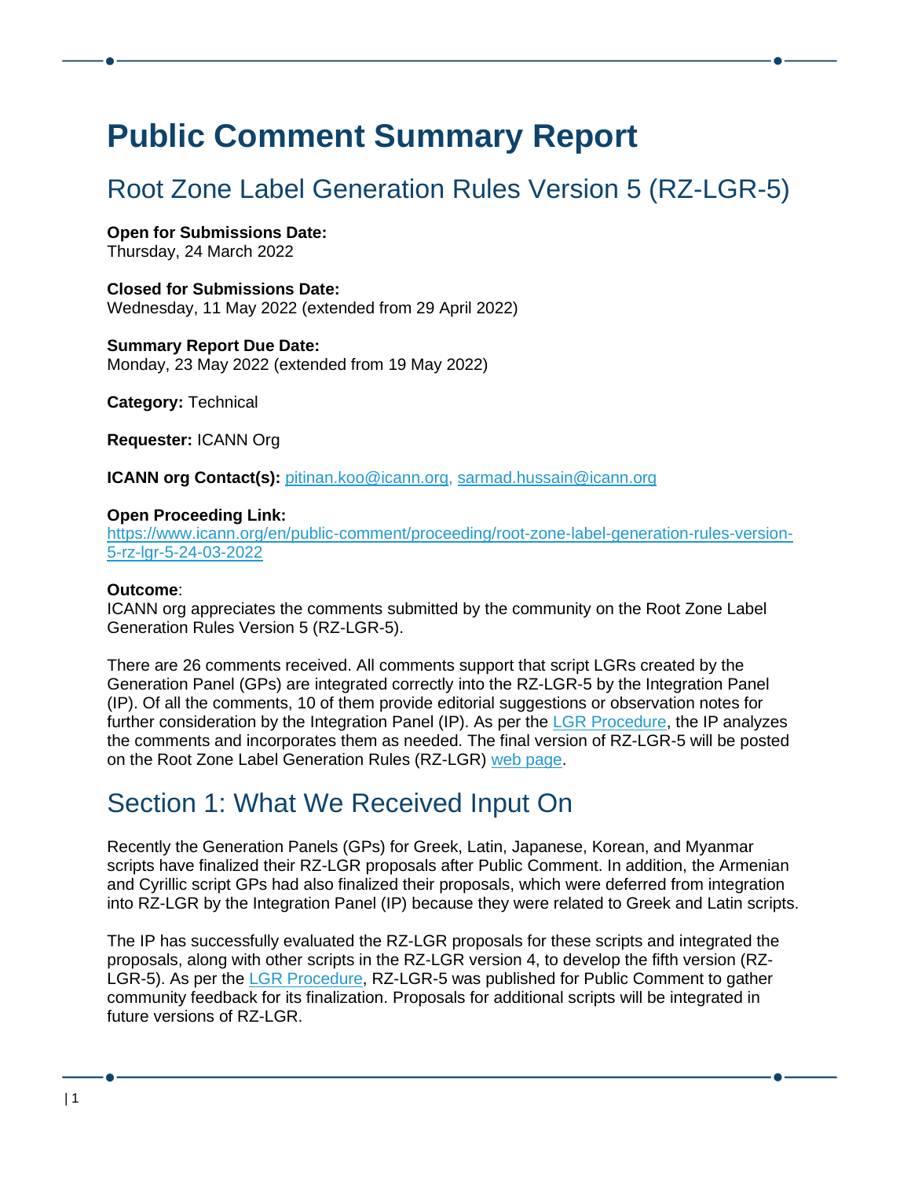# Public Comment Summary Report

## Root Zone Label Generation Rules Version 5 (RZ-LGR-5)

**Open for Submissions Date:**
Thursday, 24 March 2022

**Closed for Submissions Date:**
Wednesday, 11 May 2022 (extended from 29 April 2022)

**Summary Report Due Date:**
Monday, 23 May 2022 (extended from 19 May 2022)

**Category:** Technical

**Requester:** ICANN Org

**ICANN org Contact(s):** pitinan.koo@icann.org, sarmad.hussain@icann.org

**Open Proceeding Link:**
https://www.icann.org/en/public-comment/proceeding/root-zone-label-generation-rules-version-5-rz-lgr-5-24-03-2022

**Outcome**:
ICANN org appreciates the comments submitted by the community on the Root Zone Label Generation Rules Version 5 (RZ-LGR-5).

There are 26 comments received. All comments support that script LGRs created by the Generation Panel (GPs) are integrated correctly into the RZ-LGR-5 by the Integration Panel (IP). Of all the comments, 10 of them provide editorial suggestions or observation notes for further consideration by the Integration Panel (IP). As per the LGR Procedure, the IP analyzes the comments and incorporates them as needed. The final version of RZ-LGR-5 will be posted on the Root Zone Label Generation Rules (RZ-LGR) web page.

## Section 1: What We Received Input On

Recently the Generation Panels (GPs) for Greek, Latin, Japanese, Korean, and Myanmar scripts have finalized their RZ-LGR proposals after Public Comment. In addition, the Armenian and Cyrillic script GPs had also finalized their proposals, which were deferred from integration into RZ-LGR by the Integration Panel (IP) because they were related to Greek and Latin scripts.

The IP has successfully evaluated the RZ-LGR proposals for these scripts and integrated the proposals, along with other scripts in the RZ-LGR version 4, to develop the fifth version (RZ-LGR-5). As per the LGR Procedure, RZ-LGR-5 was published for Public Comment to gather community feedback for its finalization. Proposals for additional scripts will be integrated in future versions of RZ-LGR.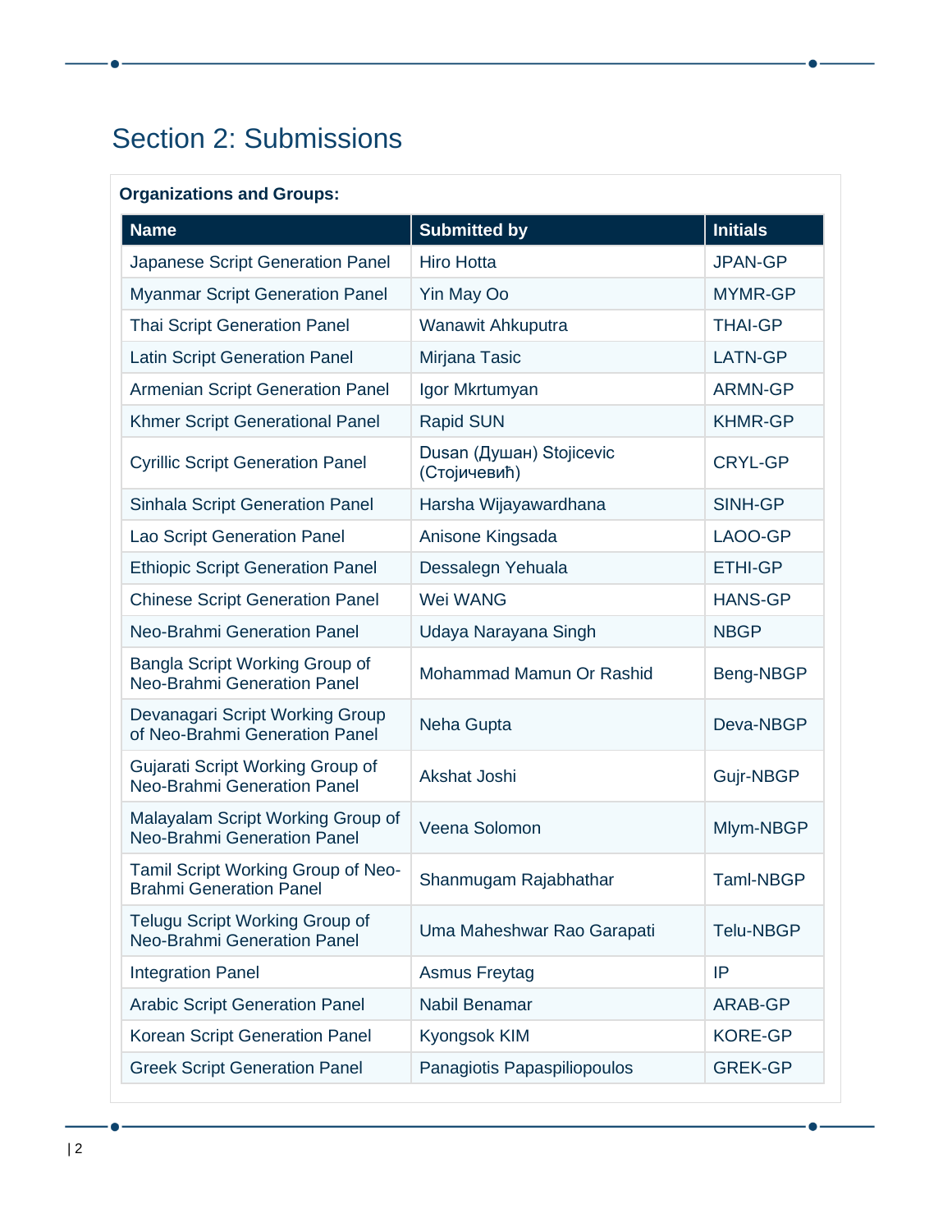# Section 2: Submissions

**Organizations and Groups:**

| Name | Submitted by | Initials |
|---|---|---|
| Japanese Script Generation Panel | Hiro Hotta | JPAN-GP |
| Myanmar Script Generation Panel | Yin May Oo | MYMR-GP |
| Thai Script Generation Panel | Wanawit Ahkuputra | THAI-GP |
| Latin Script Generation Panel | Mirjana Tasic | LATN-GP |
| Armenian Script Generation Panel | Igor Mkrtumyan | ARMN-GP |
| Khmer Script Generational Panel | Rapid SUN | KHMR-GP |
| Cyrillic Script Generation Panel | Dusan (Душан) Stojicevic (Стојичевић) | CRYL-GP |
| Sinhala Script Generation Panel | Harsha Wijayawardhana | SINH-GP |
| Lao Script Generation Panel | Anisone Kingsada | LAOO-GP |
| Ethiopic Script Generation Panel | Dessalegn Yehuala | ETHI-GP |
| Chinese Script Generation Panel | Wei WANG | HANS-GP |
| Neo-Brahmi Generation Panel | Udaya Narayana Singh | NBGP |
| Bangla Script Working Group of Neo-Brahmi Generation Panel | Mohammad Mamun Or Rashid | Beng-NBGP |
| Devanagari Script Working Group of Neo-Brahmi Generation Panel | Neha Gupta | Deva-NBGP |
| Gujarati Script Working Group of Neo-Brahmi Generation Panel | Akshat Joshi | Gujr-NBGP |
| Malayalam Script Working Group of Neo-Brahmi Generation Panel | Veena Solomon | Mlym-NBGP |
| Tamil Script Working Group of Neo-Brahmi Generation Panel | Shanmugam Rajabhathar | Taml-NBGP |
| Telugu Script Working Group of Neo-Brahmi Generation Panel | Uma Maheshwar Rao Garapati | Telu-NBGP |
| Integration Panel | Asmus Freytag | IP |
| Arabic Script Generation Panel | Nabil Benamar | ARAB-GP |
| Korean Script Generation Panel | Kyongsok KIM | KORE-GP |
| Greek Script Generation Panel | Panagiotis Papaspiliopoulos | GREK-GP |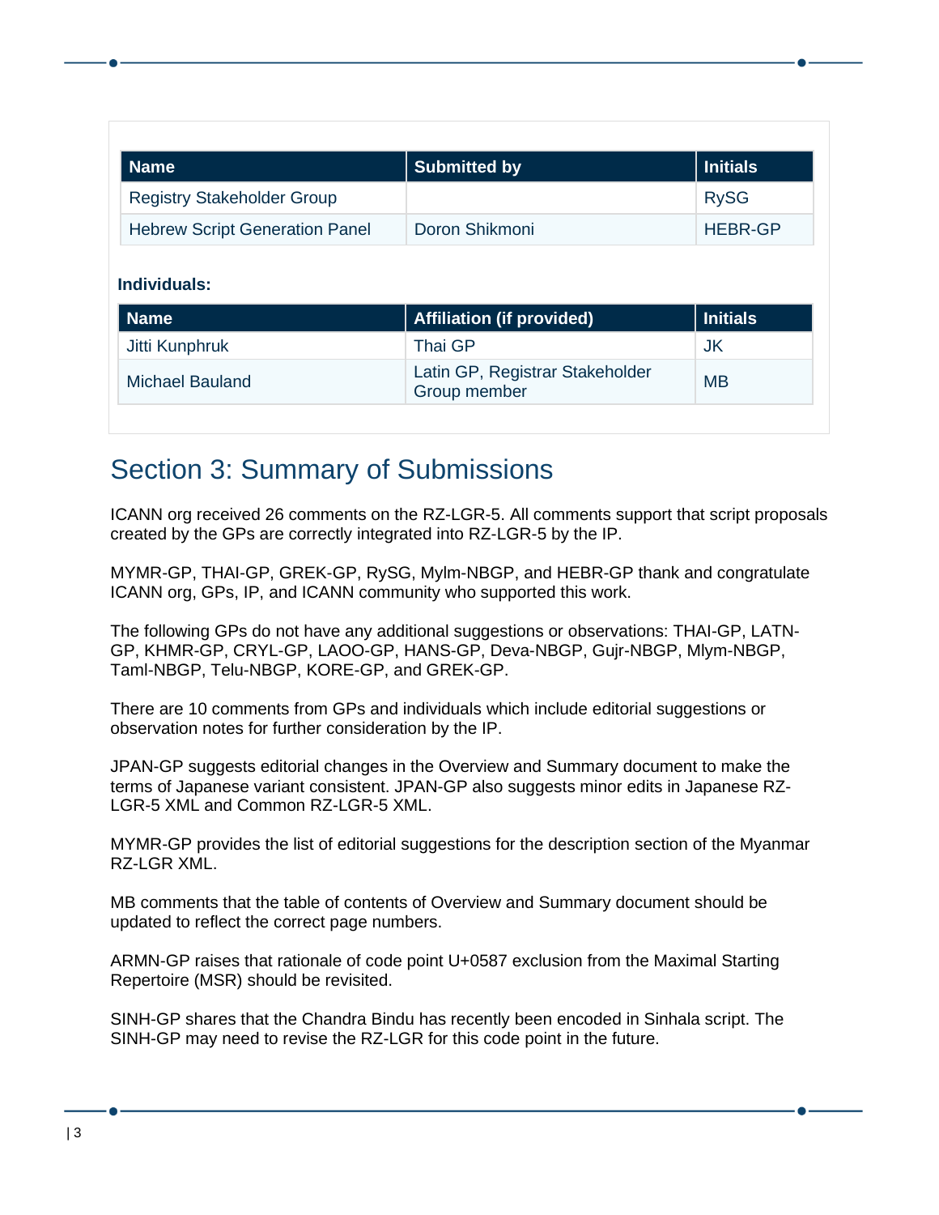| Name | Submitted by | Initials |
| --- | --- | --- |
| Registry Stakeholder Group | | RySG |
| Hebrew Script Generation Panel | Doron Shikmoni | HEBR-GP |

**Individuals:**

| Name | Affiliation (if provided) | Initials |
| --- | --- | --- |
| Jitti Kunphruk | Thai GP | JK |
| Michael Bauland | Latin GP, Registrar Stakeholder Group member | MB |

# Section 3: Summary of Submissions

ICANN org received 26 comments on the RZ-LGR-5. All comments support that script proposals created by the GPs are correctly integrated into RZ-LGR-5 by the IP.

MYMR-GP, THAI-GP, GREK-GP, RySG, Mylm-NBGP, and HEBR-GP thank and congratulate ICANN org, GPs, IP, and ICANN community who supported this work.

The following GPs do not have any additional suggestions or observations: THAI-GP, LATN-GP, KHMR-GP, CRYL-GP, LAOO-GP, HANS-GP, Deva-NBGP, Gujr-NBGP, Mlym-NBGP, Taml-NBGP, Telu-NBGP, KORE-GP, and GREK-GP.

There are 10 comments from GPs and individuals which include editorial suggestions or observation notes for further consideration by the IP.

JPAN-GP suggests editorial changes in the Overview and Summary document to make the terms of Japanese variant consistent. JPAN-GP also suggests minor edits in Japanese RZ-LGR-5 XML and Common RZ-LGR-5 XML.

MYMR-GP provides the list of editorial suggestions for the description section of the Myanmar RZ-LGR XML.

MB comments that the table of contents of Overview and Summary document should be updated to reflect the correct page numbers.

ARMN-GP raises that rationale of code point U+0587 exclusion from the Maximal Starting Repertoire (MSR) should be revisited.

SINH-GP shares that the Chandra Bindu has recently been encoded in Sinhala script. The SINH-GP may need to revise the RZ-LGR for this code point in the future.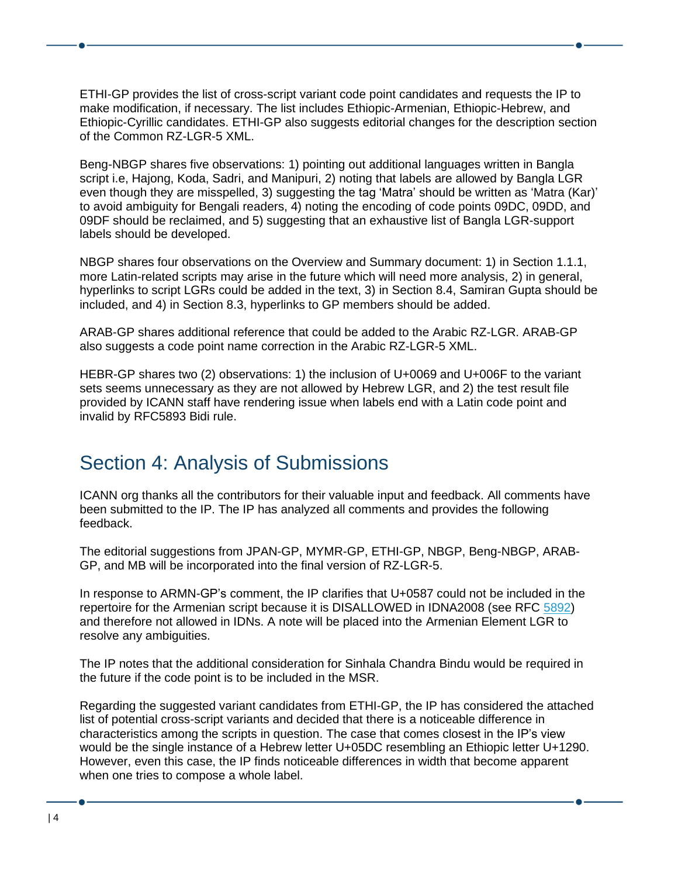ETHI-GP provides the list of cross-script variant code point candidates and requests the IP to make modification, if necessary. The list includes Ethiopic-Armenian, Ethiopic-Hebrew, and Ethiopic-Cyrillic candidates. ETHI-GP also suggests editorial changes for the description section of the Common RZ-LGR-5 XML.

Beng-NBGP shares five observations: 1) pointing out additional languages written in Bangla script i.e, Hajong, Koda, Sadri, and Manipuri, 2) noting that labels are allowed by Bangla LGR even though they are misspelled, 3) suggesting the tag 'Matra' should be written as 'Matra (Kar)' to avoid ambiguity for Bengali readers, 4) noting the encoding of code points 09DC, 09DD, and 09DF should be reclaimed, and 5) suggesting that an exhaustive list of Bangla LGR-support labels should be developed.

NBGP shares four observations on the Overview and Summary document: 1) in Section 1.1.1, more Latin-related scripts may arise in the future which will need more analysis, 2) in general, hyperlinks to script LGRs could be added in the text, 3) in Section 8.4, Samiran Gupta should be included, and 4) in Section 8.3, hyperlinks to GP members should be added.

ARAB-GP shares additional reference that could be added to the Arabic RZ-LGR. ARAB-GP also suggests a code point name correction in the Arabic RZ-LGR-5 XML.

HEBR-GP shares two (2) observations: 1) the inclusion of U+0069 and U+006F to the variant sets seems unnecessary as they are not allowed by Hebrew LGR, and 2) the test result file provided by ICANN staff have rendering issue when labels end with a Latin code point and invalid by RFC5893 Bidi rule.

# Section 4: Analysis of Submissions

ICANN org thanks all the contributors for their valuable input and feedback. All comments have been submitted to the IP. The IP has analyzed all comments and provides the following feedback.

The editorial suggestions from JPAN-GP, MYMR-GP, ETHI-GP, NBGP, Beng-NBGP, ARAB-GP, and MB will be incorporated into the final version of RZ-LGR-5.

In response to ARMN-GP's comment, the IP clarifies that U+0587 could not be included in the repertoire for the Armenian script because it is DISALLOWED in IDNA2008 (see RFC 5892) and therefore not allowed in IDNs. A note will be placed into the Armenian Element LGR to resolve any ambiguities.

The IP notes that the additional consideration for Sinhala Chandra Bindu would be required in the future if the code point is to be included in the MSR.

Regarding the suggested variant candidates from ETHI-GP, the IP has considered the attached list of potential cross-script variants and decided that there is a noticeable difference in characteristics among the scripts in question. The case that comes closest in the IP's view would be the single instance of a Hebrew letter U+05DC resembling an Ethiopic letter U+1290. However, even this case, the IP finds noticeable differences in width that become apparent when one tries to compose a whole label.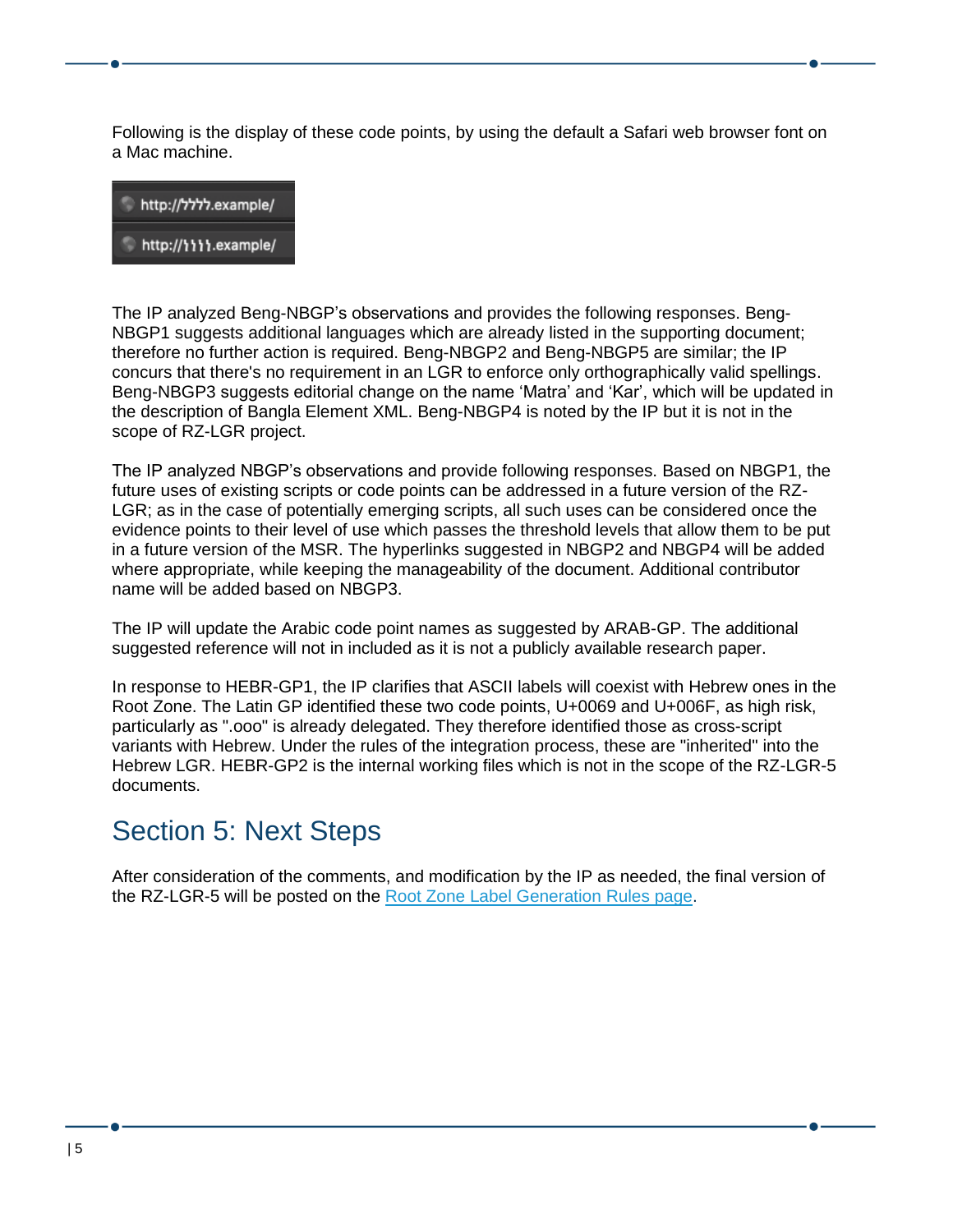Following is the display of these code points, by using the default a Safari web browser font on a Mac machine.

The IP analyzed Beng-NBGP's observations and provides the following responses. Beng-NBGP1 suggests additional languages which are already listed in the supporting document; therefore no further action is required. Beng-NBGP2 and Beng-NBGP5 are similar; the IP concurs that there's no requirement in an LGR to enforce only orthographically valid spellings. Beng-NBGP3 suggests editorial change on the name 'Matra' and 'Kar', which will be updated in the description of Bangla Element XML. Beng-NBGP4 is noted by the IP but it is not in the scope of RZ-LGR project.

The IP analyzed NBGP's observations and provide following responses. Based on NBGP1, the future uses of existing scripts or code points can be addressed in a future version of the RZ-LGR; as in the case of potentially emerging scripts, all such uses can be considered once the evidence points to their level of use which passes the threshold levels that allow them to be put in a future version of the MSR. The hyperlinks suggested in NBGP2 and NBGP4 will be added where appropriate, while keeping the manageability of the document. Additional contributor name will be added based on NBGP3.

The IP will update the Arabic code point names as suggested by ARAB-GP. The additional suggested reference will not in included as it is not a publicly available research paper.

In response to HEBR-GP1, the IP clarifies that ASCII labels will coexist with Hebrew ones in the Root Zone. The Latin GP identified these two code points, U+0069 and U+006F, as high risk, particularly as ".ooo" is already delegated. They therefore identified those as cross-script variants with Hebrew. Under the rules of the integration process, these are "inherited" into the Hebrew LGR. HEBR-GP2 is the internal working files which is not in the scope of the RZ-LGR-5 documents.

# Section 5: Next Steps

After consideration of the comments, and modification by the IP as needed, the final version of the RZ-LGR-5 will be posted on the Root Zone Label Generation Rules page.